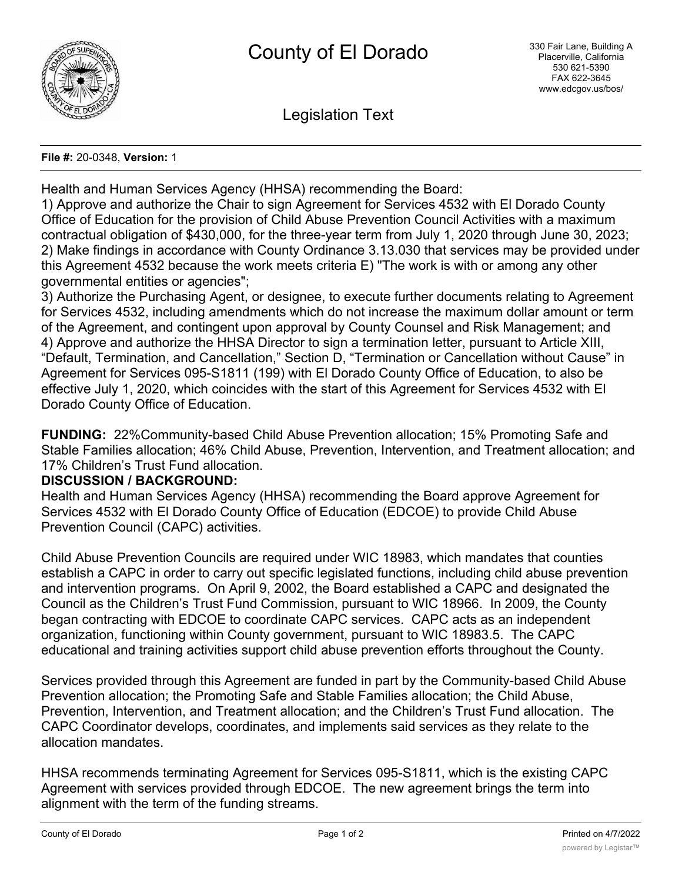# County of El Dorado

330 Fair Lane, Building A
Placerville, California
530 621-5390
FAX 622-3645
www.edcgov.us/bos/

## Legislation Text

**File #:** 20-0348, **Version:** 1

Health and Human Services Agency (HHSA) recommending the Board:
1) Approve and authorize the Chair to sign Agreement for Services 4532 with El Dorado County Office of Education for the provision of Child Abuse Prevention Council Activities with a maximum contractual obligation of $430,000, for the three-year term from July 1, 2020 through June 30, 2023;
2) Make findings in accordance with County Ordinance 3.13.030 that services may be provided under this Agreement 4532 because the work meets criteria E) "The work is with or among any other governmental entities or agencies";
3) Authorize the Purchasing Agent, or designee, to execute further documents relating to Agreement for Services 4532, including amendments which do not increase the maximum dollar amount or term of the Agreement, and contingent upon approval by County Counsel and Risk Management; and
4) Approve and authorize the HHSA Director to sign a termination letter, pursuant to Article XIII, “Default, Termination, and Cancellation,” Section D, “Termination or Cancellation without Cause” in Agreement for Services 095-S1811 (199) with El Dorado County Office of Education, to also be effective July 1, 2020, which coincides with the start of this Agreement for Services 4532 with El Dorado County Office of Education.

**FUNDING:** 22%Community-based Child Abuse Prevention allocation; 15% Promoting Safe and Stable Families allocation; 46% Child Abuse, Prevention, Intervention, and Treatment allocation; and 17% Children’s Trust Fund allocation.

**DISCUSSION / BACKGROUND:**

Health and Human Services Agency (HHSA) recommending the Board approve Agreement for Services 4532 with El Dorado County Office of Education (EDCOE) to provide Child Abuse Prevention Council (CAPC) activities.

Child Abuse Prevention Councils are required under WIC 18983, which mandates that counties establish a CAPC in order to carry out specific legislated functions, including child abuse prevention and intervention programs. On April 9, 2002, the Board established a CAPC and designated the Council as the Children’s Trust Fund Commission, pursuant to WIC 18966. In 2009, the County began contracting with EDCOE to coordinate CAPC services. CAPC acts as an independent organization, functioning within County government, pursuant to WIC 18983.5. The CAPC educational and training activities support child abuse prevention efforts throughout the County.

Services provided through this Agreement are funded in part by the Community-based Child Abuse Prevention allocation; the Promoting Safe and Stable Families allocation; the Child Abuse, Prevention, Intervention, and Treatment allocation; and the Children’s Trust Fund allocation. The CAPC Coordinator develops, coordinates, and implements said services as they relate to the allocation mandates.

HHSA recommends terminating Agreement for Services 095-S1811, which is the existing CAPC Agreement with services provided through EDCOE. The new agreement brings the term into alignment with the term of the funding streams.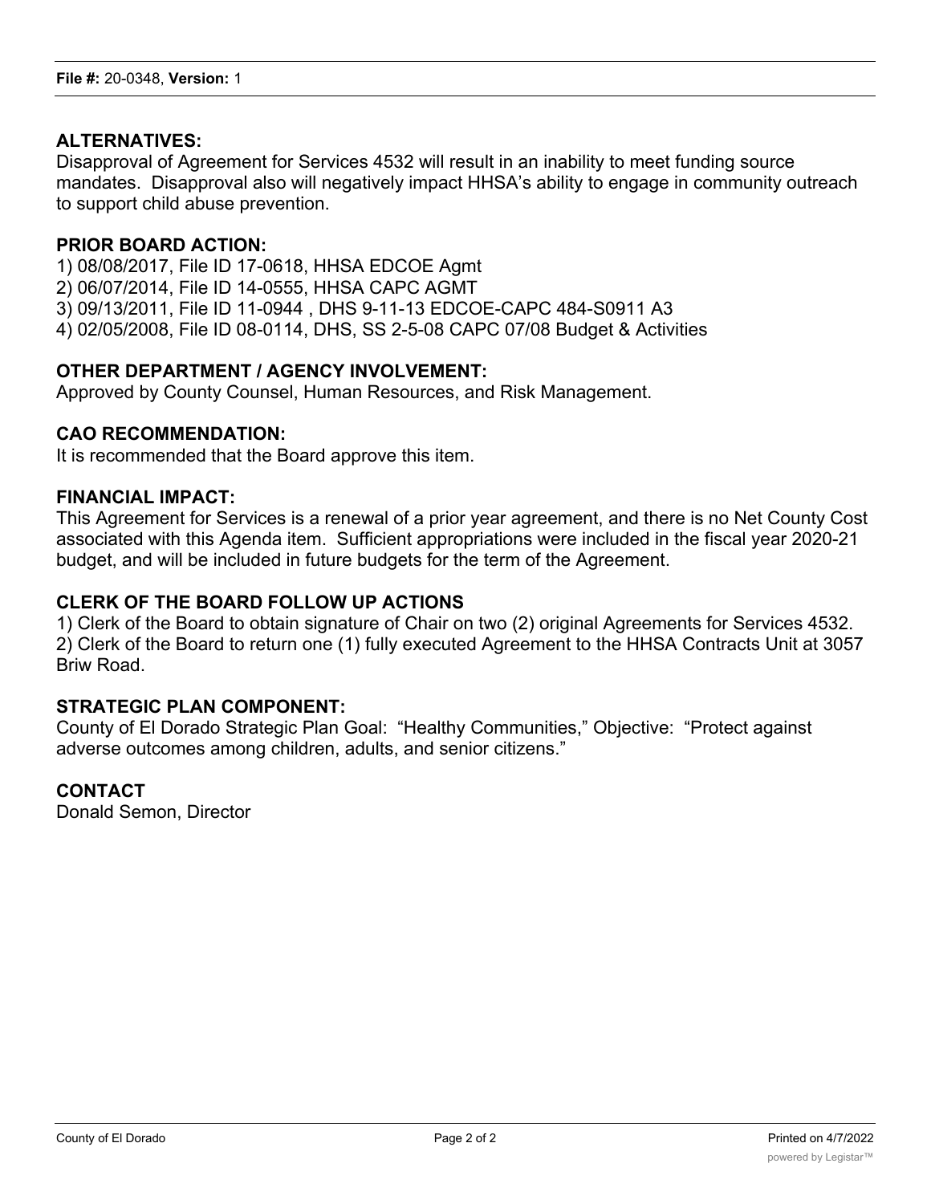**ALTERNATIVES:**

Disapproval of Agreement for Services 4532 will result in an inability to meet funding source mandates. Disapproval also will negatively impact HHSA's ability to engage in community outreach to support child abuse prevention.

**PRIOR BOARD ACTION:**

1) 08/08/2017, File ID 17-0618, HHSA EDCOE Agmt
2) 06/07/2014, File ID 14-0555, HHSA CAPC AGMT
3) 09/13/2011, File ID 11-0944 , DHS 9-11-13 EDCOE-CAPC 484-S0911 A3
4) 02/05/2008, File ID 08-0114, DHS, SS 2-5-08 CAPC 07/08 Budget & Activities

**OTHER DEPARTMENT / AGENCY INVOLVEMENT:**

Approved by County Counsel, Human Resources, and Risk Management.

**CAO RECOMMENDATION:**

It is recommended that the Board approve this item.

**FINANCIAL IMPACT:**

This Agreement for Services is a renewal of a prior year agreement, and there is no Net County Cost associated with this Agenda item. Sufficient appropriations were included in the fiscal year 2020-21 budget, and will be included in future budgets for the term of the Agreement.

**CLERK OF THE BOARD FOLLOW UP ACTIONS**

1) Clerk of the Board to obtain signature of Chair on two (2) original Agreements for Services 4532.
2) Clerk of the Board to return one (1) fully executed Agreement to the HHSA Contracts Unit at 3057 Briw Road.

**STRATEGIC PLAN COMPONENT:**

County of El Dorado Strategic Plan Goal: "Healthy Communities," Objective: "Protect against adverse outcomes among children, adults, and senior citizens."

**CONTACT**

Donald Semon, Director